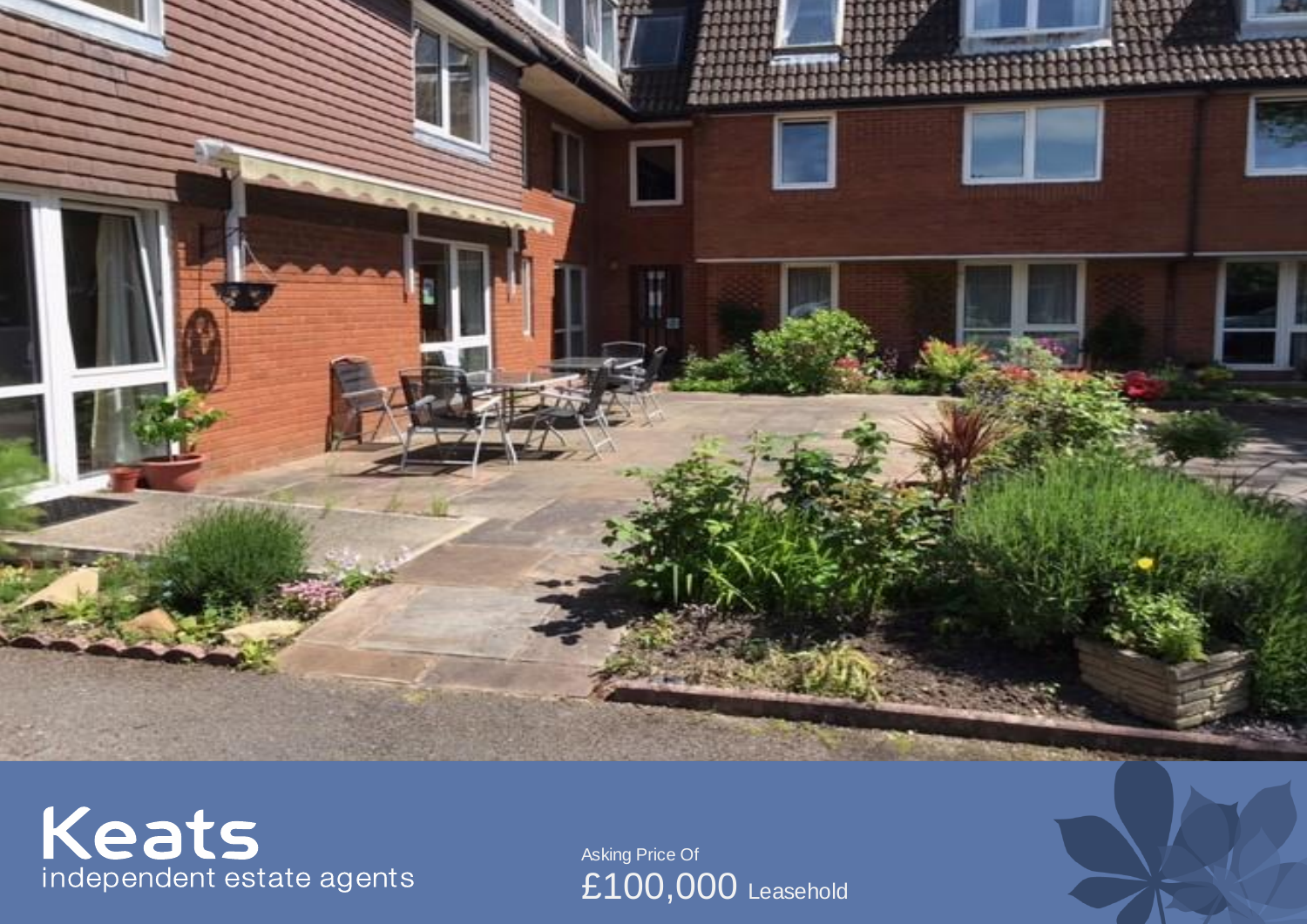# Keats

independent estate agents

Asking Price Of

£100,000 Leasehold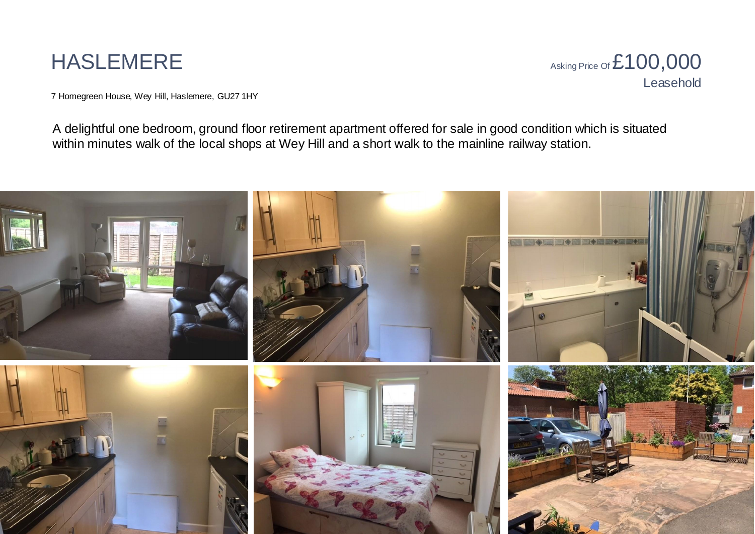# HASLEMERE

Asking Price Of £100,000
Leasehold

7 Homegreen House, Wey Hill, Haslemere, GU27 1HY

A delightful one bedroom, ground floor retirement apartment offered for sale in good condition which is situated within minutes walk of the local shops at Wey Hill and a short walk to the mainline railway station.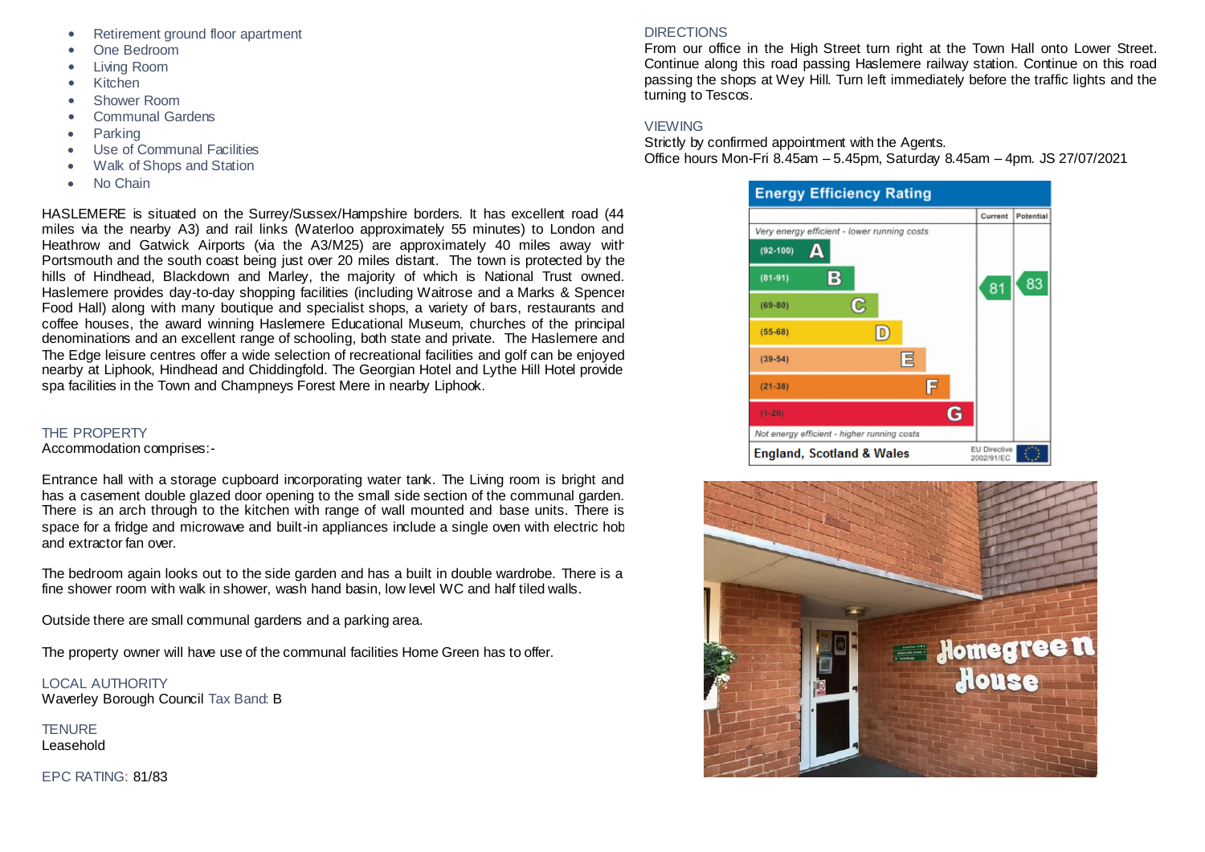- Retirement ground floor apartment
- One Bedroom
- Living Room
- Kitchen
- Shower Room
- Communal Gardens
- Parking
- Use of Communal Facilities
- Walk of Shops and Station
- No Chain

HASLEMERE is situated on the Surrey/Sussex/Hampshire borders. It has excellent road (44 miles via the nearby A3) and rail links (Waterloo approximately 55 minutes) to London and Heathrow and Gatwick Airports (via the A3/M25) are approximately 40 miles away with Portsmouth and the south coast being just over 20 miles distant. The town is protected by the hills of Hindhead, Blackdown and Marley, the majority of which is National Trust owned. Haslemere provides day-to-day shopping facilities (including Waitrose and a Marks & Spencer Food Hall) along with many boutique and specialist shops, a variety of bars, restaurants and coffee houses, the award winning Haslemere Educational Museum, churches of the principal denominations and an excellent range of schooling, both state and private. The Haslemere and The Edge leisure centres offer a wide selection of recreational facilities and golf can be enjoyed nearby at Liphook, Hindhead and Chiddingfold. The Georgian Hotel and Lythe Hill Hotel provide spa facilities in the Town and Champneys Forest Mere in nearby Liphook.

## THE PROPERTY

Accommodation comprises:-

Entrance hall with a storage cupboard incorporating water tank. The Living room is bright and has a casement double glazed door opening to the small side section of the communal garden. There is an arch through to the kitchen with range of wall mounted and base units. There is space for a fridge and microwave and built-in appliances include a single oven with electric hob and extractor fan over.

The bedroom again looks out to the side garden and has a built in double wardrobe. There is a fine shower room with walk in shower, wash hand basin, low level WC and half tiled walls.

Outside there are small communal gardens and a parking area.

The property owner will have use of the communal facilities Home Green has to offer.

## LOCAL AUTHORITY

Waverley Borough Council Tax Band: B

## TENURE

Leasehold

EPC RATING: 81/83

## DIRECTIONS

From our office in the High Street turn right at the Town Hall onto Lower Street. Continue along this road passing Haslemere railway station. Continue on this road passing the shops at Wey Hill. Turn left immediately before the traffic lights and the turning to Tescos.

## VIEWING

Strictly by confirmed appointment with the Agents.
Office hours Mon-Fri 8.45am – 5.45pm, Saturday 8.45am – 4pm. JS 27/07/2021

**Energy Efficiency Rating**

| | Current | Potential |
|---|---|---|
| *Very energy efficient - lower running costs* | | |
| (92-100) A | | |
| (81-91) B | 81 | 83 |
| (69-80) C | | |
| (55-68) D | | |
| (39-54) E | | |
| (21-38) F | | |
| (1-20) G | | |
| *Not energy efficient - higher running costs* | | |
| England, Scotland & Wales | EU Directive 2002/91/EC | |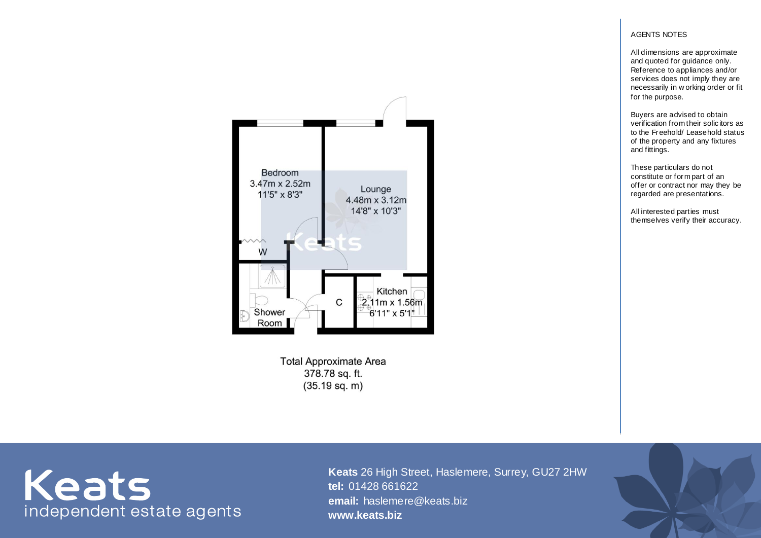Bedroom
3.47m x 2.52m
11'5" x 8'3"

Lounge
4.48m x 3.12m
14'8" x 10'3"

W

Shower Room

C

Kitchen
2.11m x 1.56m
6'11" x 5'1"

Total Approximate Area
378.78 sq. ft.
(35.19 sq. m)

## AGENTS NOTES

All dimensions are approximate and quoted for guidance only. Reference to appliances and/or services does not imply they are necessarily in working order or fit for the purpose.

Buyers are advised to obtain verification from their solicitors as to the Freehold/ Leasehold status of the property and any fixtures and fittings.

These particulars do not constitute or form part of an offer or contract nor may they be regarded are presentations.

All interested parties must themselves verify their accuracy.

Keats
independent estate agents

**Keats** 26 High Street, Haslemere, Surrey, GU27 2HW
**tel:** 01428 661622
**email:** haslemere@keats.biz
**www.keats.biz**